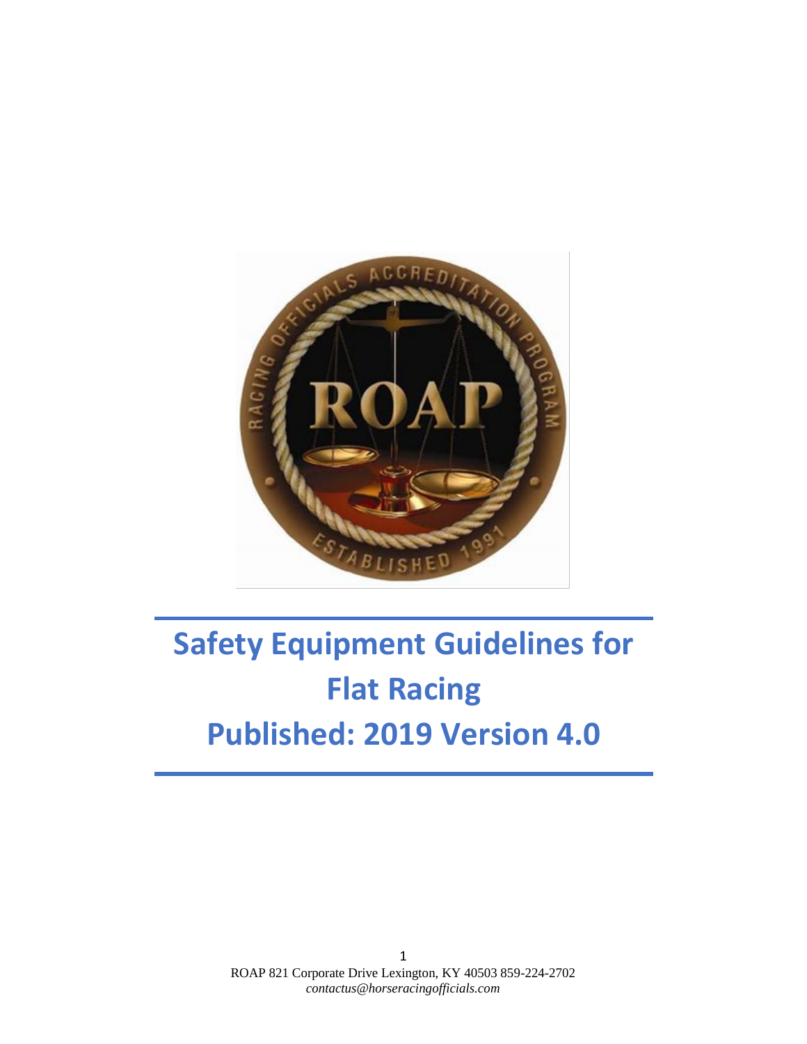# Safety Equipment Guidelines for Flat Racing

## Published: 2019 Version 4.0

ROAP 821 Corporate Drive Lexington, KY 40503 859-224-2702
*contactus@horseracingofficials.com*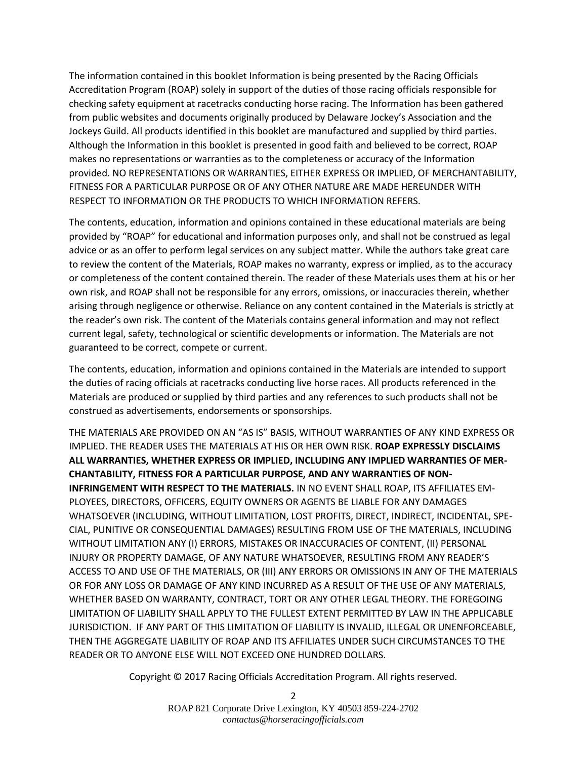The information contained in this booklet Information is being presented by the Racing Officials Accreditation Program (ROAP) solely in support of the duties of those racing officials responsible for checking safety equipment at racetracks conducting horse racing. The Information has been gathered from public websites and documents originally produced by Delaware Jockey's Association and the Jockeys Guild. All products identified in this booklet are manufactured and supplied by third parties. Although the Information in this booklet is presented in good faith and believed to be correct, ROAP makes no representations or warranties as to the completeness or accuracy of the Information provided. NO REPRESENTATIONS OR WARRANTIES, EITHER EXPRESS OR IMPLIED, OF MERCHANTABILITY, FITNESS FOR A PARTICULAR PURPOSE OR OF ANY OTHER NATURE ARE MADE HEREUNDER WITH RESPECT TO INFORMATION OR THE PRODUCTS TO WHICH INFORMATION REFERS.

The contents, education, information and opinions contained in these educational materials are being provided by "ROAP" for educational and information purposes only, and shall not be construed as legal advice or as an offer to perform legal services on any subject matter. While the authors take great care to review the content of the Materials, ROAP makes no warranty, express or implied, as to the accuracy or completeness of the content contained therein. The reader of these Materials uses them at his or her own risk, and ROAP shall not be responsible for any errors, omissions, or inaccuracies therein, whether arising through negligence or otherwise. Reliance on any content contained in the Materials is strictly at the reader's own risk. The content of the Materials contains general information and may not reflect current legal, safety, technological or scientific developments or information. The Materials are not guaranteed to be correct, compete or current.

The contents, education, information and opinions contained in the Materials are intended to support the duties of racing officials at racetracks conducting live horse races. All products referenced in the Materials are produced or supplied by third parties and any references to such products shall not be construed as advertisements, endorsements or sponsorships.

THE MATERIALS ARE PROVIDED ON AN "AS IS" BASIS, WITHOUT WARRANTIES OF ANY KIND EXPRESS OR IMPLIED. THE READER USES THE MATERIALS AT HIS OR HER OWN RISK. **ROAP EXPRESSLY DISCLAIMS ALL WARRANTIES, WHETHER EXPRESS OR IMPLIED, INCLUDING ANY IMPLIED WARRANTIES OF MERCHANTABILITY, FITNESS FOR A PARTICULAR PURPOSE, AND ANY WARRANTIES OF NON-INFRINGEMENT WITH RESPECT TO THE MATERIALS.** IN NO EVENT SHALL ROAP, ITS AFFILIATES EMPLOYEES, DIRECTORS, OFFICERS, EQUITY OWNERS OR AGENTS BE LIABLE FOR ANY DAMAGES WHATSOEVER (INCLUDING, WITHOUT LIMITATION, LOST PROFITS, DIRECT, INDIRECT, INCIDENTAL, SPECIAL, PUNITIVE OR CONSEQUENTIAL DAMAGES) RESULTING FROM USE OF THE MATERIALS, INCLUDING WITHOUT LIMITATION ANY (I) ERRORS, MISTAKES OR INACCURACIES OF CONTENT, (II) PERSONAL INJURY OR PROPERTY DAMAGE, OF ANY NATURE WHATSOEVER, RESULTING FROM ANY READER'S ACCESS TO AND USE OF THE MATERIALS, OR (III) ANY ERRORS OR OMISSIONS IN ANY OF THE MATERIALS OR FOR ANY LOSS OR DAMAGE OF ANY KIND INCURRED AS A RESULT OF THE USE OF ANY MATERIALS, WHETHER BASED ON WARRANTY, CONTRACT, TORT OR ANY OTHER LEGAL THEORY. THE FOREGOING LIMITATION OF LIABILITY SHALL APPLY TO THE FULLEST EXTENT PERMITTED BY LAW IN THE APPLICABLE JURISDICTION. IF ANY PART OF THIS LIMITATION OF LIABILITY IS INVALID, ILLEGAL OR UNENFORCEABLE, THEN THE AGGREGATE LIABILITY OF ROAP AND ITS AFFILIATES UNDER SUCH CIRCUMSTANCES TO THE READER OR TO ANYONE ELSE WILL NOT EXCEED ONE HUNDRED DOLLARS.

Copyright © 2017 Racing Officials Accreditation Program. All rights reserved.

ROAP 821 Corporate Drive Lexington, KY 40503 859-224-2702
*contactus@horseracingofficials.com*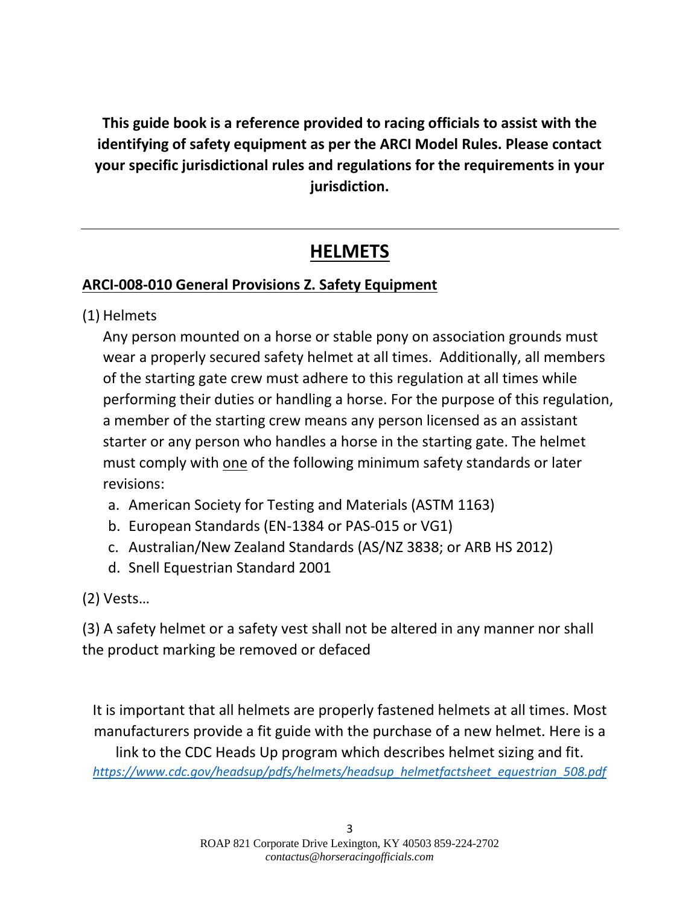**This guide book is a reference provided to racing officials to assist with the identifying of safety equipment as per the ARCI Model Rules. Please contact your specific jurisdictional rules and regulations for the requirements in your jurisdiction.**

---

# HELMETS

## ARCI-008-010 General Provisions Z. Safety Equipment

(1) Helmets

Any person mounted on a horse or stable pony on association grounds must wear a properly secured safety helmet at all times. Additionally, all members of the starting gate crew must adhere to this regulation at all times while performing their duties or handling a horse. For the purpose of this regulation, a member of the starting crew means any person licensed as an assistant starter or any person who handles a horse in the starting gate. The helmet must comply with one of the following minimum safety standards or later revisions:

a. American Society for Testing and Materials (ASTM 1163)
b. European Standards (EN-1384 or PAS-015 or VG1)
c. Australian/New Zealand Standards (AS/NZ 3838; or ARB HS 2012)
d. Snell Equestrian Standard 2001

(2) Vests…

(3) A safety helmet or a safety vest shall not be altered in any manner nor shall the product marking be removed or defaced

It is important that all helmets are properly fastened helmets at all times. Most manufacturers provide a fit guide with the purchase of a new helmet. Here is a link to the CDC Heads Up program which describes helmet sizing and fit.
*https://www.cdc.gov/headsup/pdfs/helmets/headsup_helmetfactsheet_equestrian_508.pdf*

ROAP 821 Corporate Drive Lexington, KY 40503 859-224-2702
*contactus@horseracingofficials.com*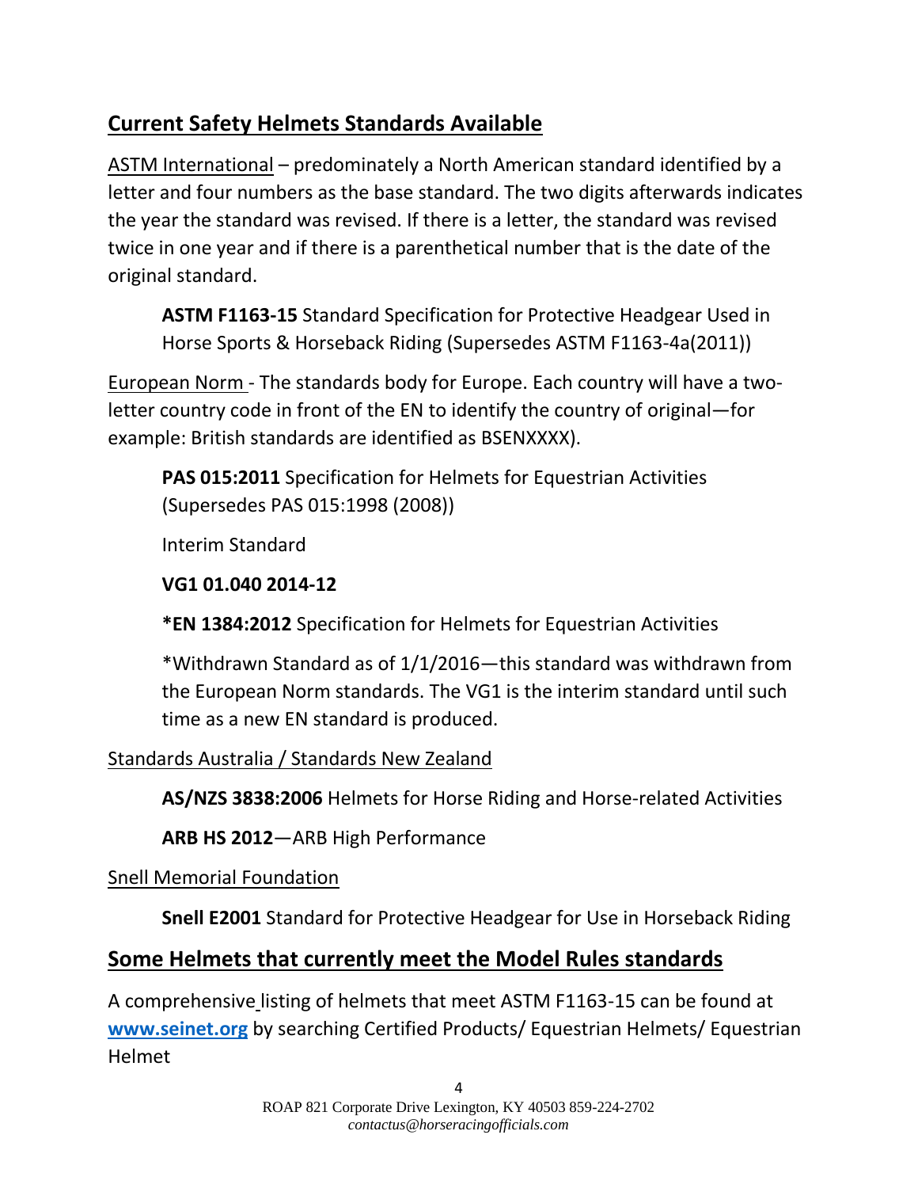## Current Safety Helmets Standards Available

ASTM International – predominately a North American standard identified by a letter and four numbers as the base standard. The two digits afterwards indicates the year the standard was revised. If there is a letter, the standard was revised twice in one year and if there is a parenthetical number that is the date of the original standard.

**ASTM F1163-15** Standard Specification for Protective Headgear Used in Horse Sports & Horseback Riding (Supersedes ASTM F1163-4a(2011))

European Norm - The standards body for Europe. Each country will have a two-letter country code in front of the EN to identify the country of original—for example: British standards are identified as BSENXXXX).

**PAS 015:2011** Specification for Helmets for Equestrian Activities (Supersedes PAS 015:1998 (2008))

Interim Standard

**VG1 01.040 2014-12**

***EN 1384:2012** Specification for Helmets for Equestrian Activities

*Withdrawn Standard as of 1/1/2016—this standard was withdrawn from the European Norm standards. The VG1 is the interim standard until such time as a new EN standard is produced.

Standards Australia / Standards New Zealand

**AS/NZS 3838:2006** Helmets for Horse Riding and Horse-related Activities

**ARB HS 2012**—ARB High Performance

Snell Memorial Foundation

**Snell E2001** Standard for Protective Headgear for Use in Horseback Riding

## Some Helmets that currently meet the Model Rules standards

A comprehensive listing of helmets that meet ASTM F1163-15 can be found at **www.seinet.org** by searching Certified Products/ Equestrian Helmets/ Equestrian Helmet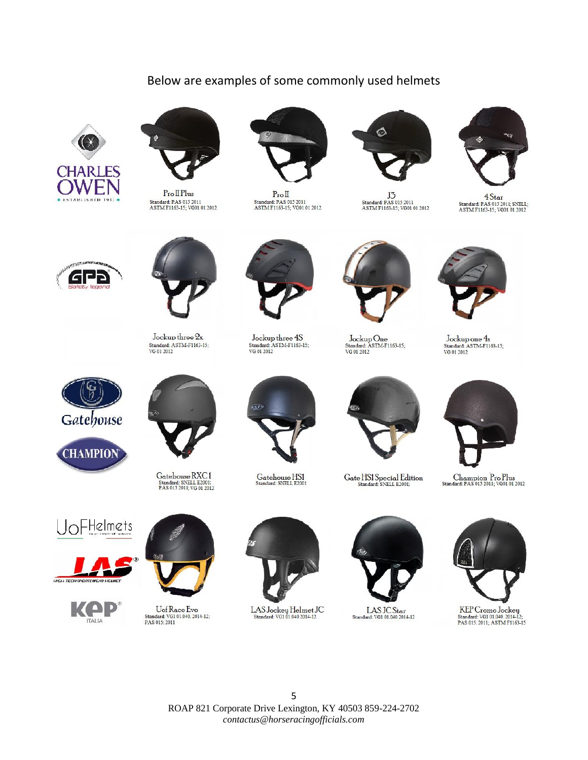Below are examples of some commonly used helmets

CHARLES OWEN
ESTABLISHED 1911

Pro II Plus
Standard: PAS 015 2011
ASTM F1163-15; VG01 01 2012

Pro II
Standard: PAS 015 2011
ASTM F1163-15; VG01 01 2012

J3
Standard: PAS 015 2011
ASTM F1163-15; VG01 01 2012

4 Star
Standard: PAS 015 2011; SNELL;
ASTM F1163-15; VG01 01 2012

GPA
Safety legend

Jockup three 2x
Standard: ASTM-F1163-15;
VG 01 2012

Jockup three 4S
Standard: ASTM-F1163-15;
VG 01 2012

Jockup One
Standard: ASTM-F1163-15;
VG 01 2012

Jockup one 4s
Standard: ASTM-F1163-15;
VG 01 2012

Gatehouse

CHAMPION

Gatehouse RXC1
Standard: SNELL E2001;
PAS 015 2011; VG 01 2012

Gatehouse HS1
Standard: SNELL E2001

Gate HS1 Special Edition
Standard: SNELL E2001;

Champion Pro Plus
Standard: PAS 015 2011; VG01 01 2012

UoFHelmets

LAS
HIGH TECH SPORTSWEAR HELMET

KEP
ITALIA

Uof Race Evo
Standard: VG1 01.040. 2014-12;
PAS 015: 2011

LAS Jockey Helmet JC
Standard: VG1 01.040 2014-12

LAS JC Star
Standard: VG1 01.040 2014-12

KEP Cromo Jockey
Standard: VG1 01.040. 2014-12;
PAS 015: 2011; ASTM F1163-15

ROAP 821 Corporate Drive Lexington, KY 40503 859-224-2702
*contactus@horseracingofficials.com*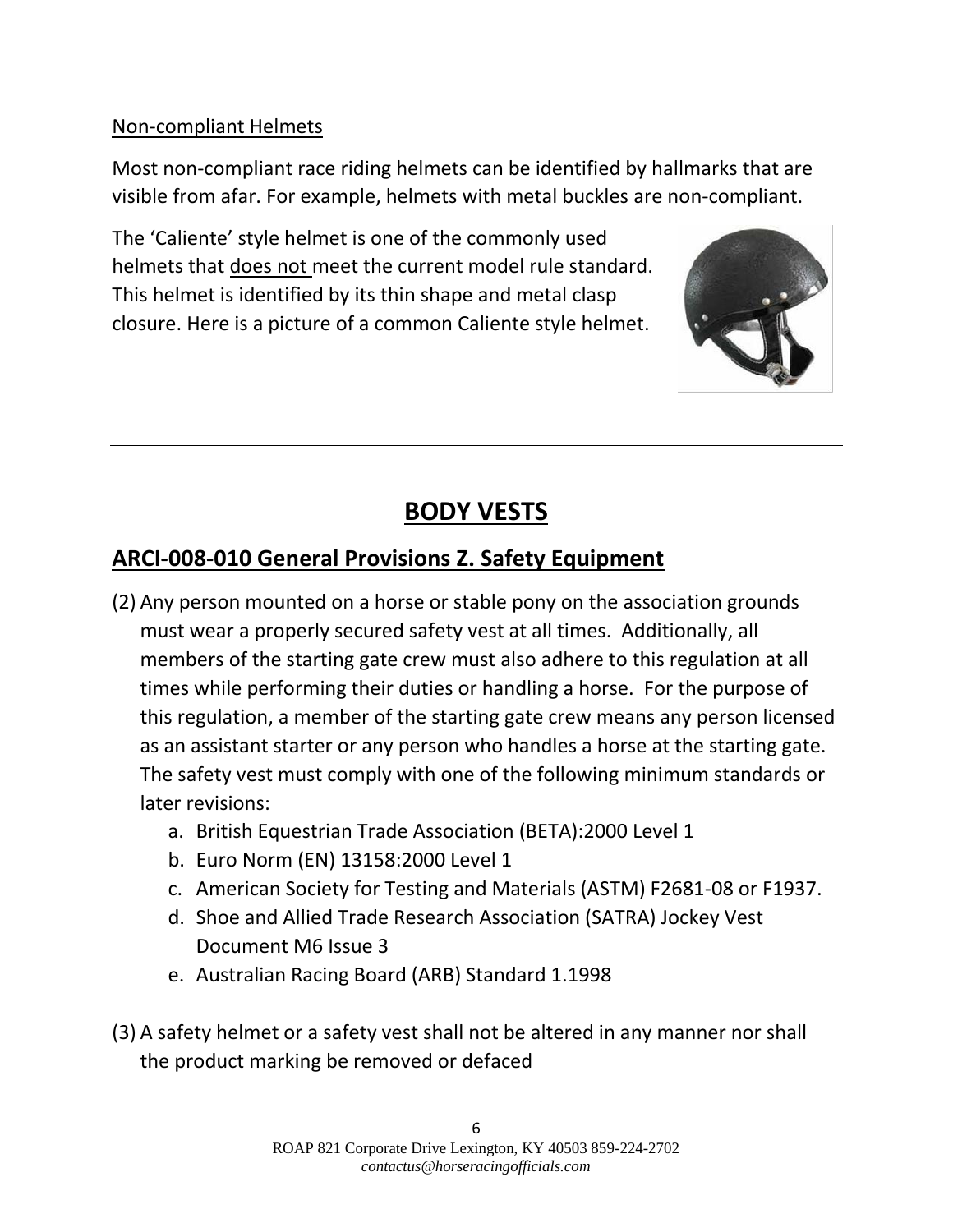Non-compliant Helmets

Most non-compliant race riding helmets can be identified by hallmarks that are visible from afar. For example, helmets with metal buckles are non-compliant.

The 'Caliente' style helmet is one of the commonly used helmets that does not meet the current model rule standard. This helmet is identified by its thin shape and metal clasp closure. Here is a picture of a common Caliente style helmet.

---

# BODY VESTS

## ARCI-008-010 General Provisions Z. Safety Equipment

(2) Any person mounted on a horse or stable pony on the association grounds must wear a properly secured safety vest at all times. Additionally, all members of the starting gate crew must also adhere to this regulation at all times while performing their duties or handling a horse. For the purpose of this regulation, a member of the starting gate crew means any person licensed as an assistant starter or any person who handles a horse at the starting gate. The safety vest must comply with one of the following minimum standards or later revisions:

   a. British Equestrian Trade Association (BETA):2000 Level 1
   b. Euro Norm (EN) 13158:2000 Level 1
   c. American Society for Testing and Materials (ASTM) F2681-08 or F1937.
   d. Shoe and Allied Trade Research Association (SATRA) Jockey Vest Document M6 Issue 3
   e. Australian Racing Board (ARB) Standard 1.1998

(3) A safety helmet or a safety vest shall not be altered in any manner nor shall the product marking be removed or defaced

ROAP 821 Corporate Drive Lexington, KY 40503 859-224-2702
*contactus@horseracingofficials.com*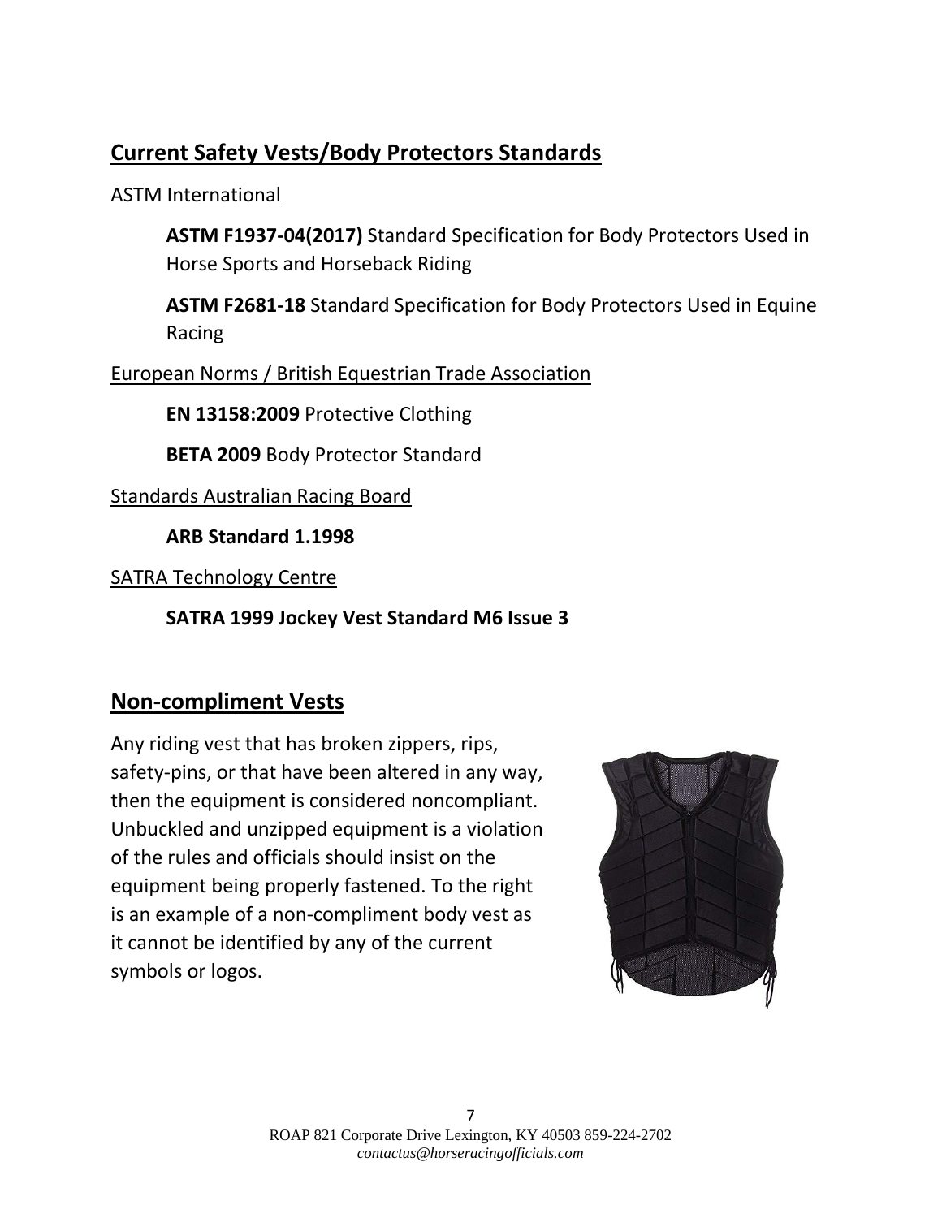## Current Safety Vests/Body Protectors Standards

ASTM International

**ASTM F1937-04(2017)** Standard Specification for Body Protectors Used in Horse Sports and Horseback Riding

**ASTM F2681-18** Standard Specification for Body Protectors Used in Equine Racing

European Norms / British Equestrian Trade Association

**EN 13158:2009** Protective Clothing

**BETA 2009** Body Protector Standard

Standards Australian Racing Board

**ARB Standard 1.1998**

SATRA Technology Centre

**SATRA 1999 Jockey Vest Standard M6 Issue 3**

## Non-compliment Vests

Any riding vest that has broken zippers, rips, safety-pins, or that have been altered in any way, then the equipment is considered noncompliant. Unbuckled and unzipped equipment is a violation of the rules and officials should insist on the equipment being properly fastened. To the right is an example of a non-compliment body vest as it cannot be identified by any of the current symbols or logos.

ROAP 821 Corporate Drive Lexington, KY 40503 859-224-2702
*contactus@horseracingofficials.com*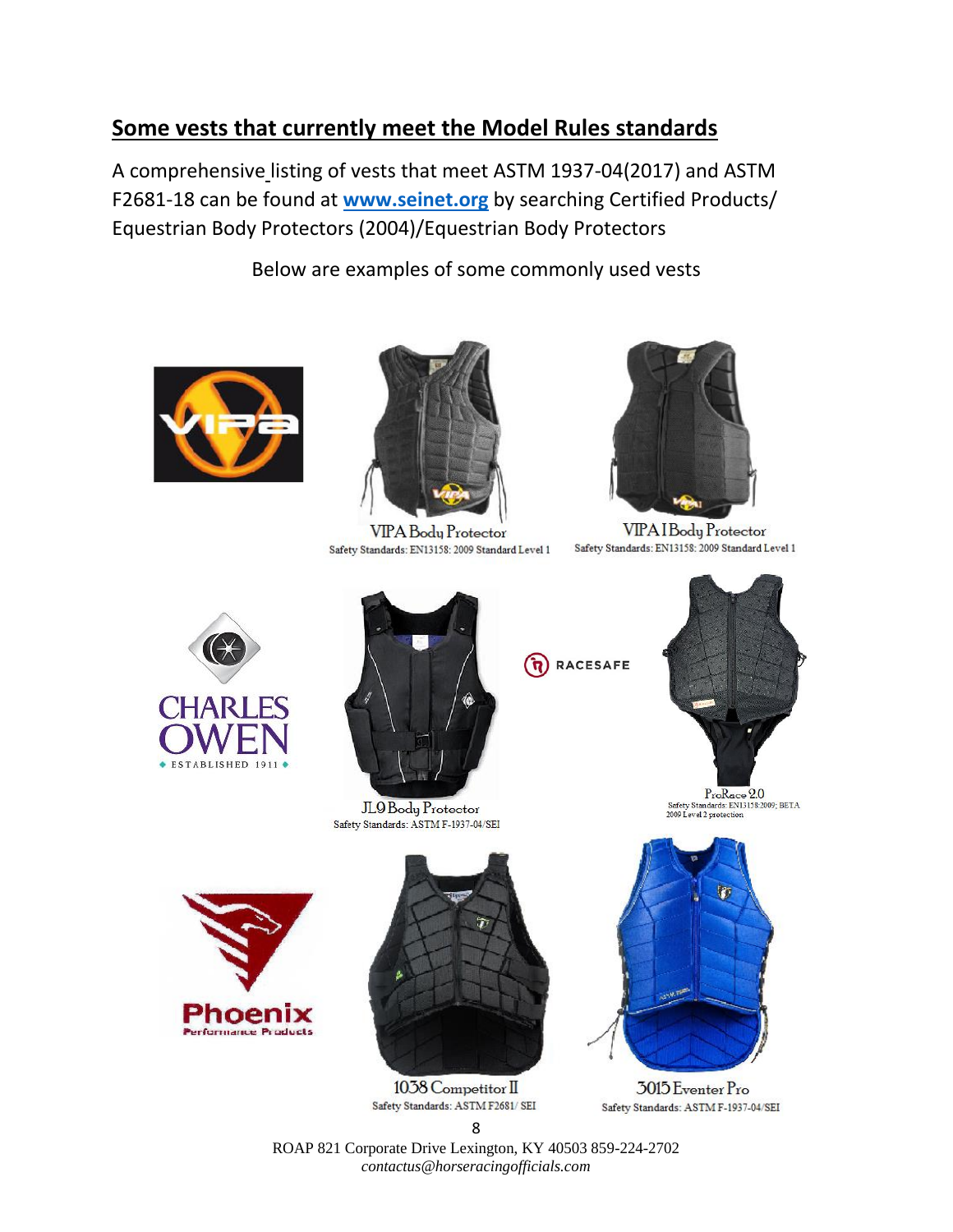## Some vests that currently meet the Model Rules standards

A comprehensive listing of vests that meet ASTM 1937-04(2017) and ASTM F2681-18 can be found at **www.seinet.org** by searching Certified Products/ Equestrian Body Protectors (2004)/Equestrian Body Protectors

Below are examples of some commonly used vests

VIPA Body Protector
Safety Standards: EN13158: 2009 Standard Level 1

VIPA I Body Protector
Safety Standards: EN13158: 2009 Standard Level 1

JL9 Body Protector
Safety Standards: ASTM F-1937-04/SEI

ProRace 2.0
Safety Standards: EN13158:2009; BETA 2009 Level 2 protection

1038 Competitor II
Safety Standards: ASTM F2681/ SEI

3015 Eventer Pro
Safety Standards: ASTM F-1937-04/SEI

ROAP 821 Corporate Drive Lexington, KY 40503 859-224-2702
*contactus@horseracingofficials.com*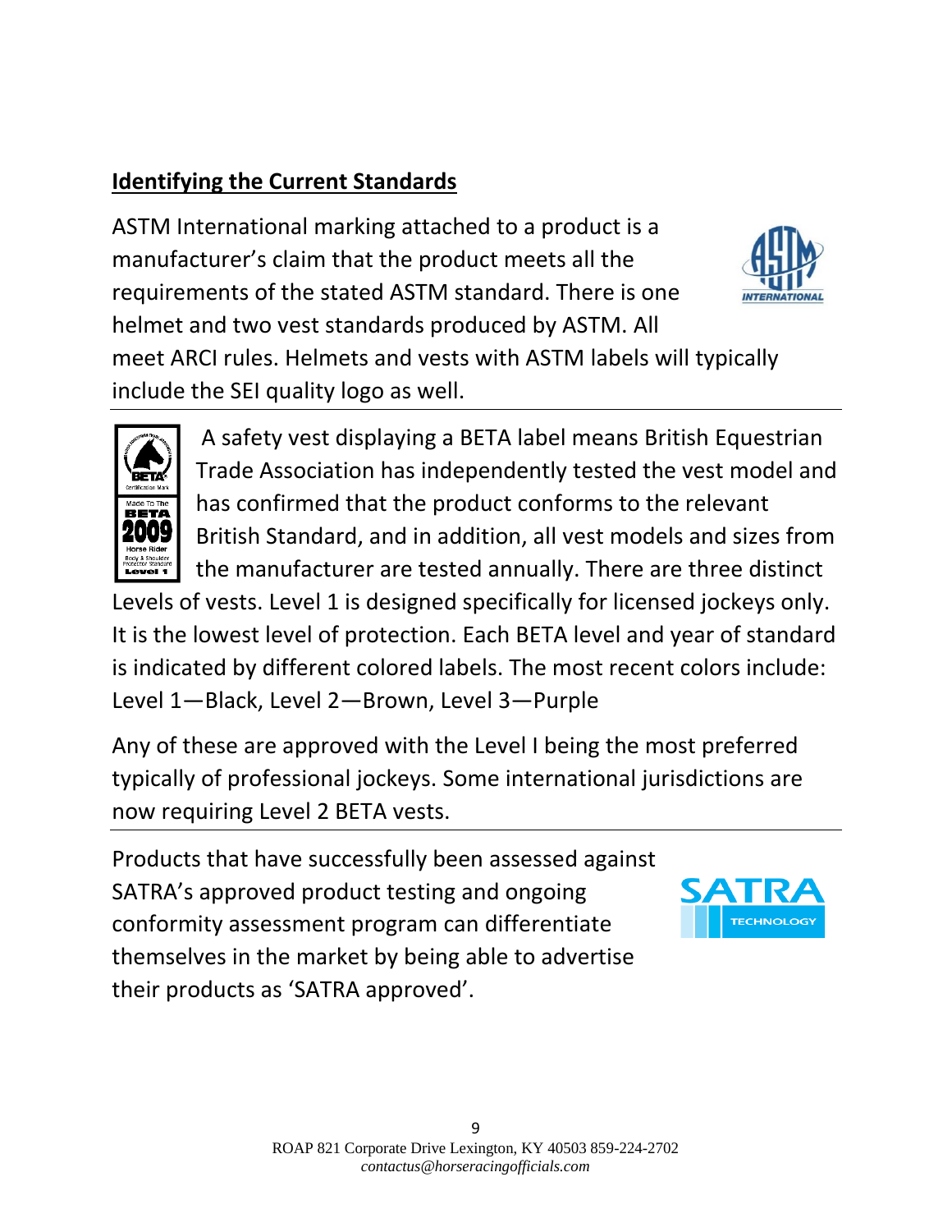## Identifying the Current Standards

ASTM International marking attached to a product is a manufacturer's claim that the product meets all the requirements of the stated ASTM standard. There is one helmet and two vest standards produced by ASTM. All meet ARCI rules. Helmets and vests with ASTM labels will typically include the SEI quality logo as well.

---

A safety vest displaying a BETA label means British Equestrian Trade Association has independently tested the vest model and has confirmed that the product conforms to the relevant British Standard, and in addition, all vest models and sizes from the manufacturer are tested annually. There are three distinct Levels of vests. Level 1 is designed specifically for licensed jockeys only. It is the lowest level of protection. Each BETA level and year of standard is indicated by different colored labels. The most recent colors include: Level 1—Black, Level 2—Brown, Level 3—Purple

Any of these are approved with the Level I being the most preferred typically of professional jockeys. Some international jurisdictions are now requiring Level 2 BETA vests.

---

Products that have successfully been assessed against SATRA's approved product testing and ongoing conformity assessment program can differentiate themselves in the market by being able to advertise their products as 'SATRA approved'.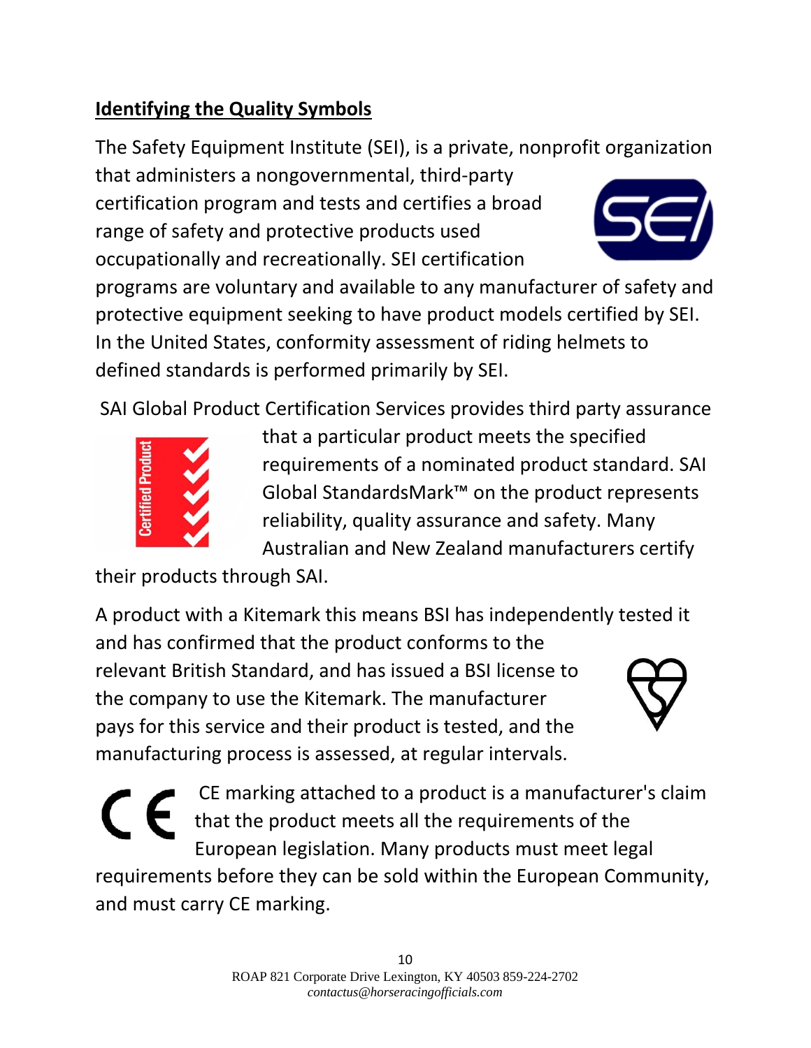## Identifying the Quality Symbols

The Safety Equipment Institute (SEI), is a private, nonprofit organization that administers a nongovernmental, third-party certification program and tests and certifies a broad range of safety and protective products used occupationally and recreationally. SEI certification programs are voluntary and available to any manufacturer of safety and protective equipment seeking to have product models certified by SEI. In the United States, conformity assessment of riding helmets to defined standards is performed primarily by SEI.

SAI Global Product Certification Services provides third party assurance that a particular product meets the specified requirements of a nominated product standard. SAI Global StandardsMark™ on the product represents reliability, quality assurance and safety. Many Australian and New Zealand manufacturers certify their products through SAI.

A product with a Kitemark this means BSI has independently tested it and has confirmed that the product conforms to the relevant British Standard, and has issued a BSI license to the company to use the Kitemark. The manufacturer pays for this service and their product is tested, and the manufacturing process is assessed, at regular intervals.

CE marking attached to a product is a manufacturer's claim that the product meets all the requirements of the European legislation. Many products must meet legal requirements before they can be sold within the European Community, and must carry CE marking.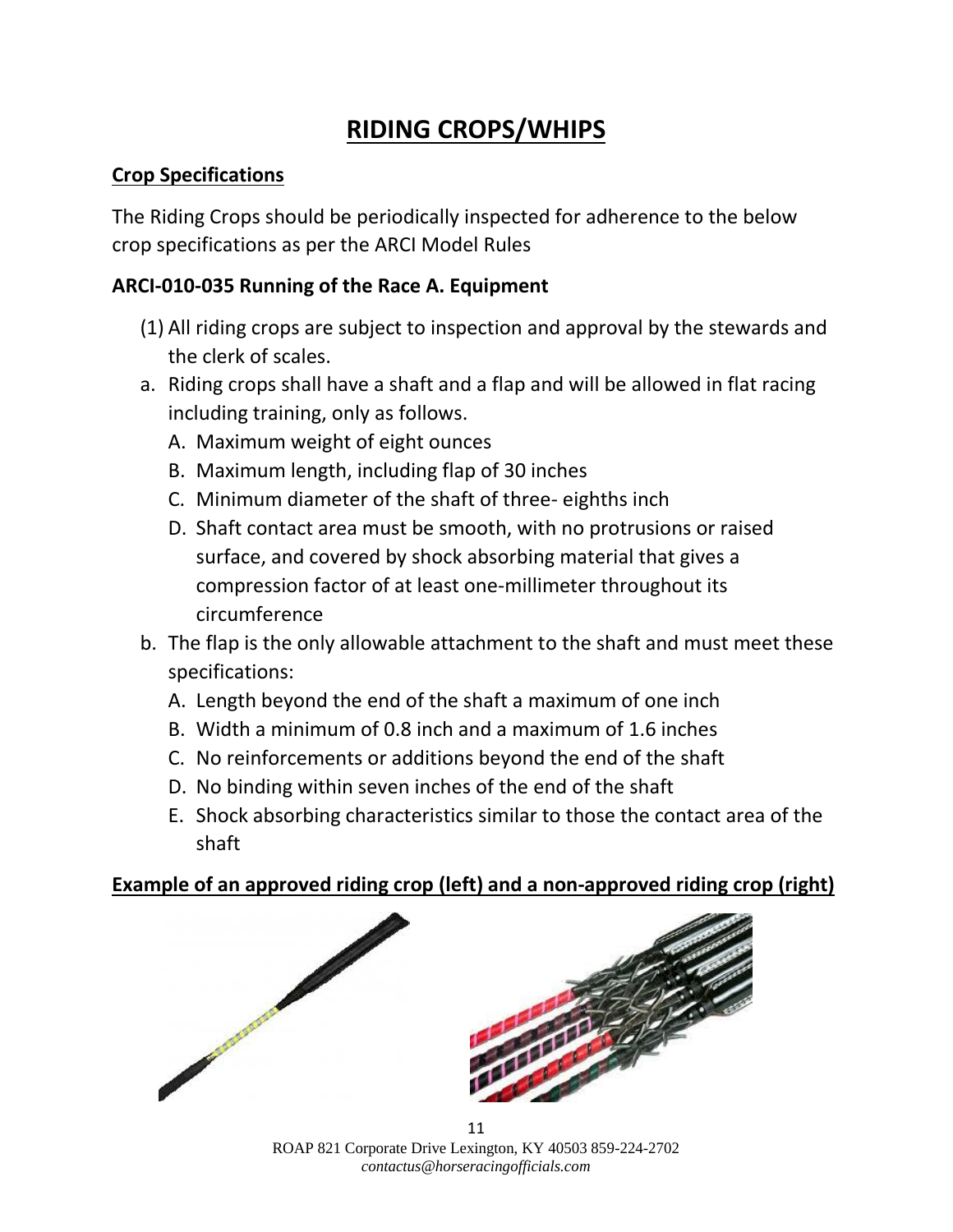# RIDING CROPS/WHIPS

## Crop Specifications

The Riding Crops should be periodically inspected for adherence to the below crop specifications as per the ARCI Model Rules

### ARCI-010-035 Running of the Race A. Equipment

(1) All riding crops are subject to inspection and approval by the stewards and the clerk of scales.

a. Riding crops shall have a shaft and a flap and will be allowed in flat racing including training, only as follows.
   - A. Maximum weight of eight ounces
   - B. Maximum length, including flap of 30 inches
   - C. Minimum diameter of the shaft of three- eighths inch
   - D. Shaft contact area must be smooth, with no protrusions or raised surface, and covered by shock absorbing material that gives a compression factor of at least one-millimeter throughout its circumference

b. The flap is the only allowable attachment to the shaft and must meet these specifications:
   - A. Length beyond the end of the shaft a maximum of one inch
   - B. Width a minimum of 0.8 inch and a maximum of 1.6 inches
   - C. No reinforcements or additions beyond the end of the shaft
   - D. No binding within seven inches of the end of the shaft
   - E. Shock absorbing characteristics similar to those the contact area of the shaft

**Example of an approved riding crop (left) and a non-approved riding crop (right)**

ROAP 821 Corporate Drive Lexington, KY 40503 859-224-2702
*contactus@horseracingofficials.com*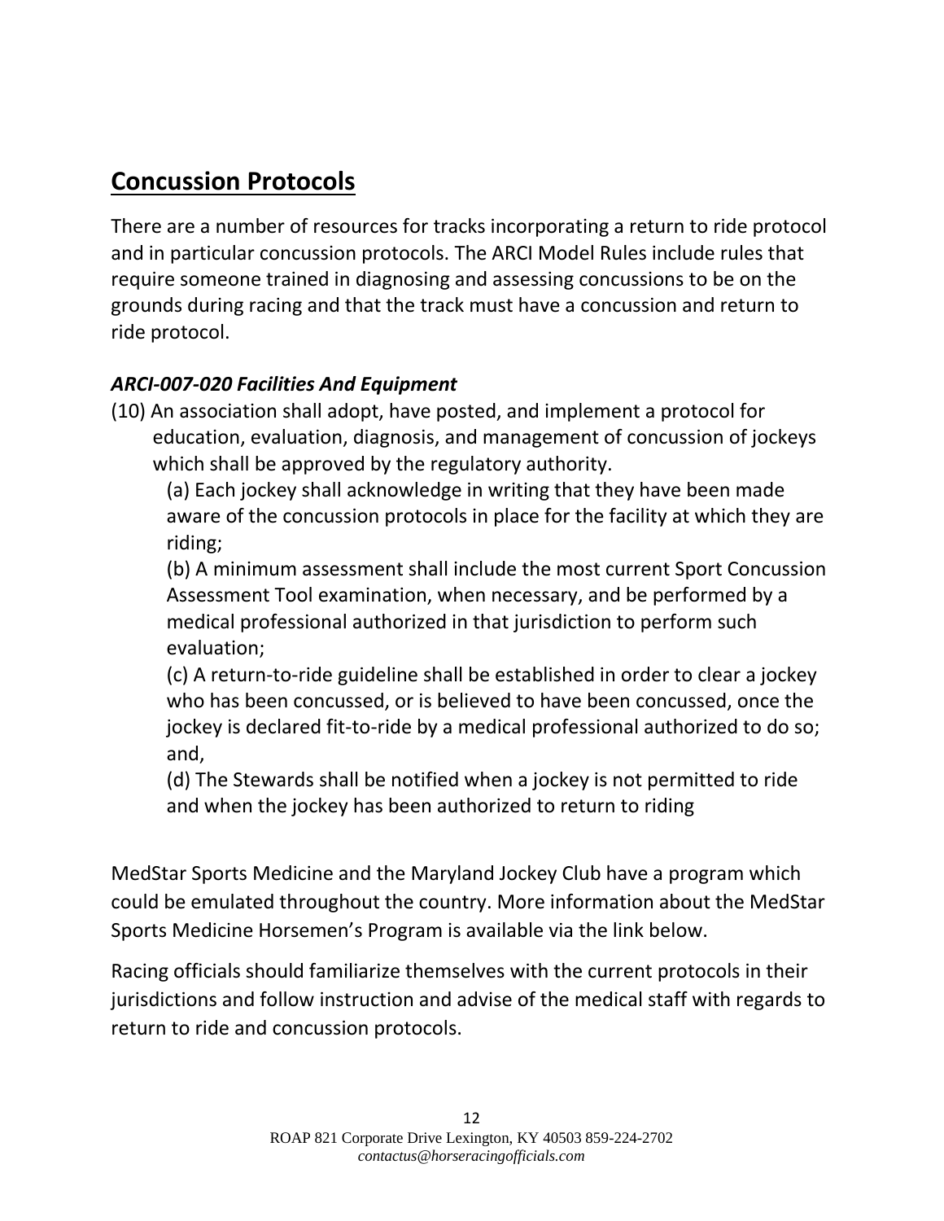## Concussion Protocols

There are a number of resources for tracks incorporating a return to ride protocol and in particular concussion protocols. The ARCI Model Rules include rules that require someone trained in diagnosing and assessing concussions to be on the grounds during racing and that the track must have a concussion and return to ride protocol.

***ARCI-007-020 Facilities And Equipment***

(10) An association shall adopt, have posted, and implement a protocol for education, evaluation, diagnosis, and management of concussion of jockeys which shall be approved by the regulatory authority.

(a) Each jockey shall acknowledge in writing that they have been made aware of the concussion protocols in place for the facility at which they are riding;

(b) A minimum assessment shall include the most current Sport Concussion Assessment Tool examination, when necessary, and be performed by a medical professional authorized in that jurisdiction to perform such evaluation;

(c) A return-to-ride guideline shall be established in order to clear a jockey who has been concussed, or is believed to have been concussed, once the jockey is declared fit-to-ride by a medical professional authorized to do so; and,

(d) The Stewards shall be notified when a jockey is not permitted to ride and when the jockey has been authorized to return to riding

MedStar Sports Medicine and the Maryland Jockey Club have a program which could be emulated throughout the country. More information about the MedStar Sports Medicine Horsemen's Program is available via the link below.

Racing officials should familiarize themselves with the current protocols in their jurisdictions and follow instruction and advise of the medical staff with regards to return to ride and concussion protocols.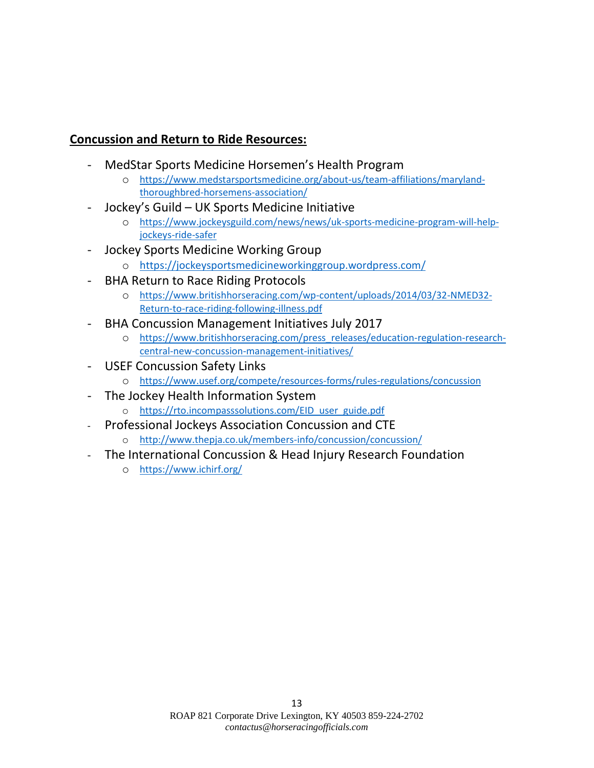## **Concussion and Return to Ride Resources:**

- MedStar Sports Medicine Horsemen's Health Program
  - https://www.medstarsportsmedicine.org/about-us/team-affiliations/maryland-thoroughbred-horsemens-association/
- Jockey's Guild – UK Sports Medicine Initiative
  - https://www.jockeysguild.com/news/news/uk-sports-medicine-program-will-help-jockeys-ride-safer
- Jockey Sports Medicine Working Group
  - https://jockeysportsmedicineworkinggroup.wordpress.com/
- BHA Return to Race Riding Protocols
  - https://www.britishhorseracing.com/wp-content/uploads/2014/03/32-NMED32-Return-to-race-riding-following-illness.pdf
- BHA Concussion Management Initiatives July 2017
  - https://www.britishhorseracing.com/press_releases/education-regulation-research-central-new-concussion-management-initiatives/
- USEF Concussion Safety Links
  - https://www.usef.org/compete/resources-forms/rules-regulations/concussion
- The Jockey Health Information System
  - https://rto.incompasssolutions.com/EID_user_guide.pdf
- Professional Jockeys Association Concussion and CTE
  - http://www.thepja.co.uk/members-info/concussion/concussion/
- The International Concussion & Head Injury Research Foundation
  - https://www.ichirf.org/

ROAP 821 Corporate Drive Lexington, KY 40503 859-224-2702
*contactus@horseracingofficials.com*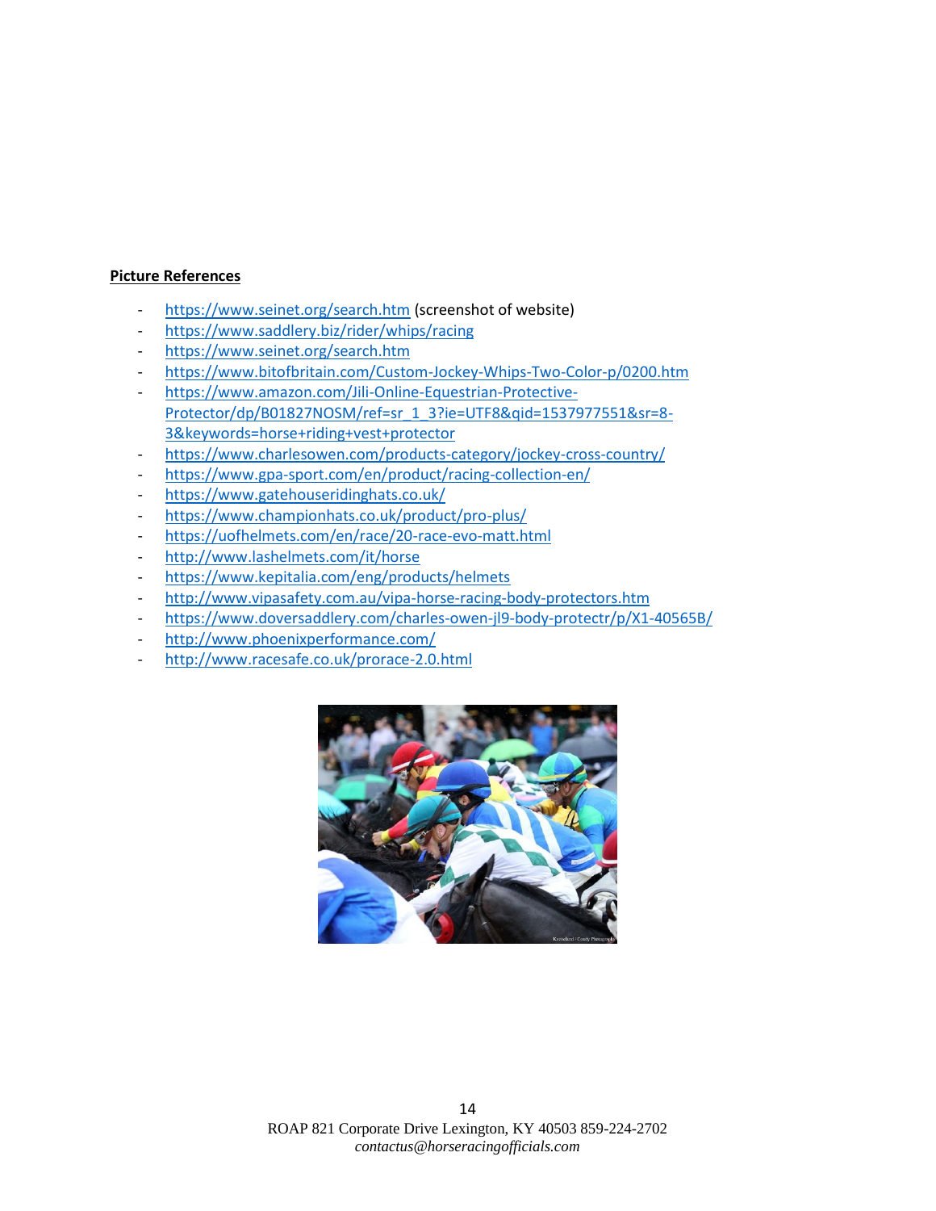**Picture References**

- https://www.seinet.org/search.htm (screenshot of website)
- https://www.saddlery.biz/rider/whips/racing
- https://www.seinet.org/search.htm
- https://www.bitofbritain.com/Custom-Jockey-Whips-Two-Color-p/0200.htm
- https://www.amazon.com/Jili-Online-Equestrian-Protective-Protector/dp/B01827NOSM/ref=sr_1_3?ie=UTF8&qid=1537977551&sr=8-3&keywords=horse+riding+vest+protector
- https://www.charlesowen.com/products-category/jockey-cross-country/
- https://www.gpa-sport.com/en/product/racing-collection-en/
- https://www.gatehouseridinghats.co.uk/
- https://www.championhats.co.uk/product/pro-plus/
- https://uofhelmets.com/en/race/20-race-evo-matt.html
- http://www.lashelmets.com/it/horse
- https://www.kepitalia.com/eng/products/helmets
- http://www.vipasafety.com.au/vipa-horse-racing-body-protectors.htm
- https://www.doversaddlery.com/charles-owen-jl9-body-protectr/p/X1-40565B/
- http://www.phoenixperformance.com/
- http://www.racesafe.co.uk/prorace-2.0.html

ROAP 821 Corporate Drive Lexington, KY 40503 859-224-2702
*contactus@horseracingofficials.com*